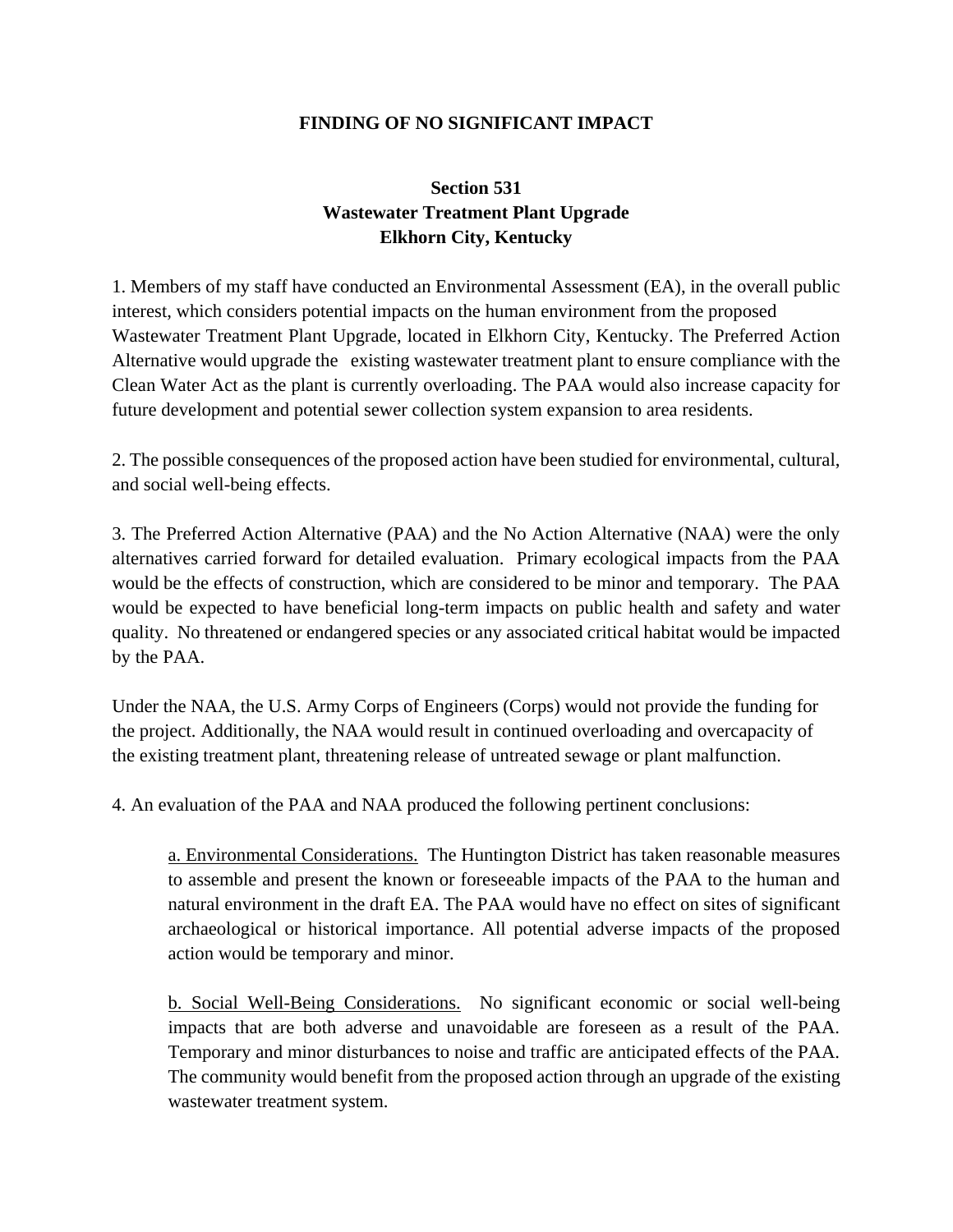# FINDING OF NO SIGNIFICANT IMPACT

## Section 531
## Wastewater Treatment Plant Upgrade
## Elkhorn City, Kentucky

1. Members of my staff have conducted an Environmental Assessment (EA), in the overall public interest, which considers potential impacts on the human environment from the proposed Wastewater Treatment Plant Upgrade, located in Elkhorn City, Kentucky. The Preferred Action Alternative would upgrade the existing wastewater treatment plant to ensure compliance with the Clean Water Act as the plant is currently overloading. The PAA would also increase capacity for future development and potential sewer collection system expansion to area residents.

2. The possible consequences of the proposed action have been studied for environmental, cultural, and social well-being effects.

3. The Preferred Action Alternative (PAA) and the No Action Alternative (NAA) were the only alternatives carried forward for detailed evaluation. Primary ecological impacts from the PAA would be the effects of construction, which are considered to be minor and temporary. The PAA would be expected to have beneficial long-term impacts on public health and safety and water quality. No threatened or endangered species or any associated critical habitat would be impacted by the PAA.

Under the NAA, the U.S. Army Corps of Engineers (Corps) would not provide the funding for the project. Additionally, the NAA would result in continued overloading and overcapacity of the existing treatment plant, threatening release of untreated sewage or plant malfunction.

4. An evaluation of the PAA and NAA produced the following pertinent conclusions:

a. Environmental Considerations. The Huntington District has taken reasonable measures to assemble and present the known or foreseeable impacts of the PAA to the human and natural environment in the draft EA. The PAA would have no effect on sites of significant archaeological or historical importance. All potential adverse impacts of the proposed action would be temporary and minor.

b. Social Well-Being Considerations. No significant economic or social well-being impacts that are both adverse and unavoidable are foreseen as a result of the PAA. Temporary and minor disturbances to noise and traffic are anticipated effects of the PAA. The community would benefit from the proposed action through an upgrade of the existing wastewater treatment system.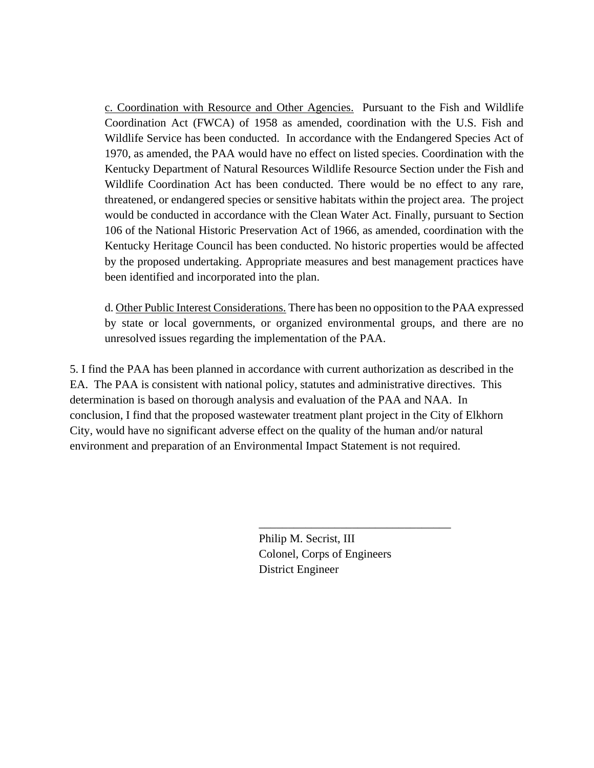c. Coordination with Resource and Other Agencies. Pursuant to the Fish and Wildlife Coordination Act (FWCA) of 1958 as amended, coordination with the U.S. Fish and Wildlife Service has been conducted. In accordance with the Endangered Species Act of 1970, as amended, the PAA would have no effect on listed species. Coordination with the Kentucky Department of Natural Resources Wildlife Resource Section under the Fish and Wildlife Coordination Act has been conducted. There would be no effect to any rare, threatened, or endangered species or sensitive habitats within the project area. The project would be conducted in accordance with the Clean Water Act. Finally, pursuant to Section 106 of the National Historic Preservation Act of 1966, as amended, coordination with the Kentucky Heritage Council has been conducted. No historic properties would be affected by the proposed undertaking. Appropriate measures and best management practices have been identified and incorporated into the plan.

d. Other Public Interest Considerations. There has been no opposition to the PAA expressed by state or local governments, or organized environmental groups, and there are no unresolved issues regarding the implementation of the PAA.

5. I find the PAA has been planned in accordance with current authorization as described in the EA. The PAA is consistent with national policy, statutes and administrative directives. This determination is based on thorough analysis and evaluation of the PAA and NAA. In conclusion, I find that the proposed wastewater treatment plant project in the City of Elkhorn City, would have no significant adverse effect on the quality of the human and/or natural environment and preparation of an Environmental Impact Statement is not required.

_________________________________

Philip M. Secrist, III
Colonel, Corps of Engineers
District Engineer